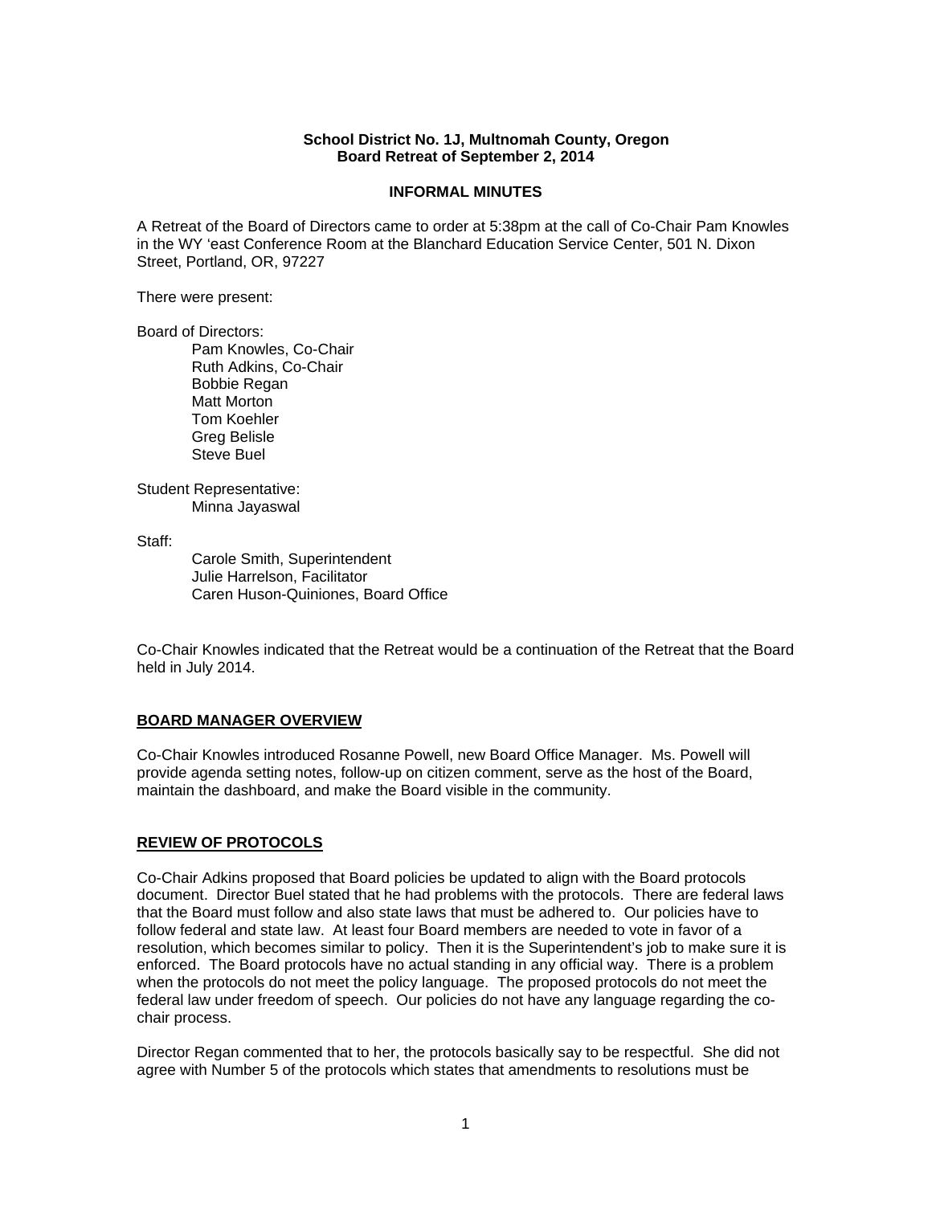**School District No. 1J, Multnomah County, Oregon**
**Board Retreat of September 2, 2014**

**INFORMAL MINUTES**

A Retreat of the Board of Directors came to order at 5:38pm at the call of Co-Chair Pam Knowles in the WY 'east Conference Room at the Blanchard Education Service Center, 501 N. Dixon Street, Portland, OR, 97227

There were present:

Board of Directors:

- Pam Knowles, Co-Chair
- Ruth Adkins, Co-Chair
- Bobbie Regan
- Matt Morton
- Tom Koehler
- Greg Belisle
- Steve Buel

Student Representative:

- Minna Jayaswal

Staff:

- Carole Smith, Superintendent
- Julie Harrelson, Facilitator
- Caren Huson-Quiniones, Board Office

Co-Chair Knowles indicated that the Retreat would be a continuation of the Retreat that the Board held in July 2014.

## BOARD MANAGER OVERVIEW

Co-Chair Knowles introduced Rosanne Powell, new Board Office Manager. Ms. Powell will provide agenda setting notes, follow-up on citizen comment, serve as the host of the Board, maintain the dashboard, and make the Board visible in the community.

## REVIEW OF PROTOCOLS

Co-Chair Adkins proposed that Board policies be updated to align with the Board protocols document. Director Buel stated that he had problems with the protocols. There are federal laws that the Board must follow and also state laws that must be adhered to. Our policies have to follow federal and state law. At least four Board members are needed to vote in favor of a resolution, which becomes similar to policy. Then it is the Superintendent's job to make sure it is enforced. The Board protocols have no actual standing in any official way. There is a problem when the protocols do not meet the policy language. The proposed protocols do not meet the federal law under freedom of speech. Our policies do not have any language regarding the co-chair process.

Director Regan commented that to her, the protocols basically say to be respectful. She did not agree with Number 5 of the protocols which states that amendments to resolutions must be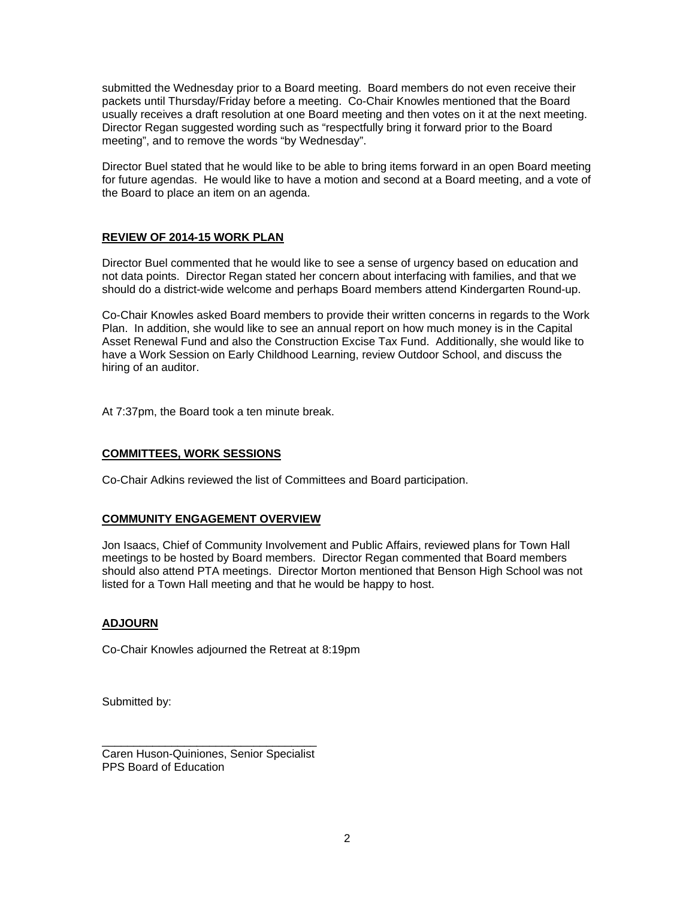submitted the Wednesday prior to a Board meeting. Board members do not even receive their packets until Thursday/Friday before a meeting. Co-Chair Knowles mentioned that the Board usually receives a draft resolution at one Board meeting and then votes on it at the next meeting. Director Regan suggested wording such as "respectfully bring it forward prior to the Board meeting", and to remove the words "by Wednesday".

Director Buel stated that he would like to be able to bring items forward in an open Board meeting for future agendas. He would like to have a motion and second at a Board meeting, and a vote of the Board to place an item on an agenda.

## REVIEW OF 2014-15 WORK PLAN

Director Buel commented that he would like to see a sense of urgency based on education and not data points. Director Regan stated her concern about interfacing with families, and that we should do a district-wide welcome and perhaps Board members attend Kindergarten Round-up.

Co-Chair Knowles asked Board members to provide their written concerns in regards to the Work Plan. In addition, she would like to see an annual report on how much money is in the Capital Asset Renewal Fund and also the Construction Excise Tax Fund. Additionally, she would like to have a Work Session on Early Childhood Learning, review Outdoor School, and discuss the hiring of an auditor.

At 7:37pm, the Board took a ten minute break.

## COMMITTEES, WORK SESSIONS

Co-Chair Adkins reviewed the list of Committees and Board participation.

## COMMUNITY ENGAGEMENT OVERVIEW

Jon Isaacs, Chief of Community Involvement and Public Affairs, reviewed plans for Town Hall meetings to be hosted by Board members. Director Regan commented that Board members should also attend PTA meetings. Director Morton mentioned that Benson High School was not listed for a Town Hall meeting and that he would be happy to host.

## ADJOURN

Co-Chair Knowles adjourned the Retreat at 8:19pm

Submitted by:

\_\_\_\_\_\_\_\_\_\_\_\_\_\_\_\_\_\_\_\_\_\_\_\_\_\_\_\_\_\_\_\_\_\_\_\_

Caren Huson-Quiniones, Senior Specialist
PPS Board of Education